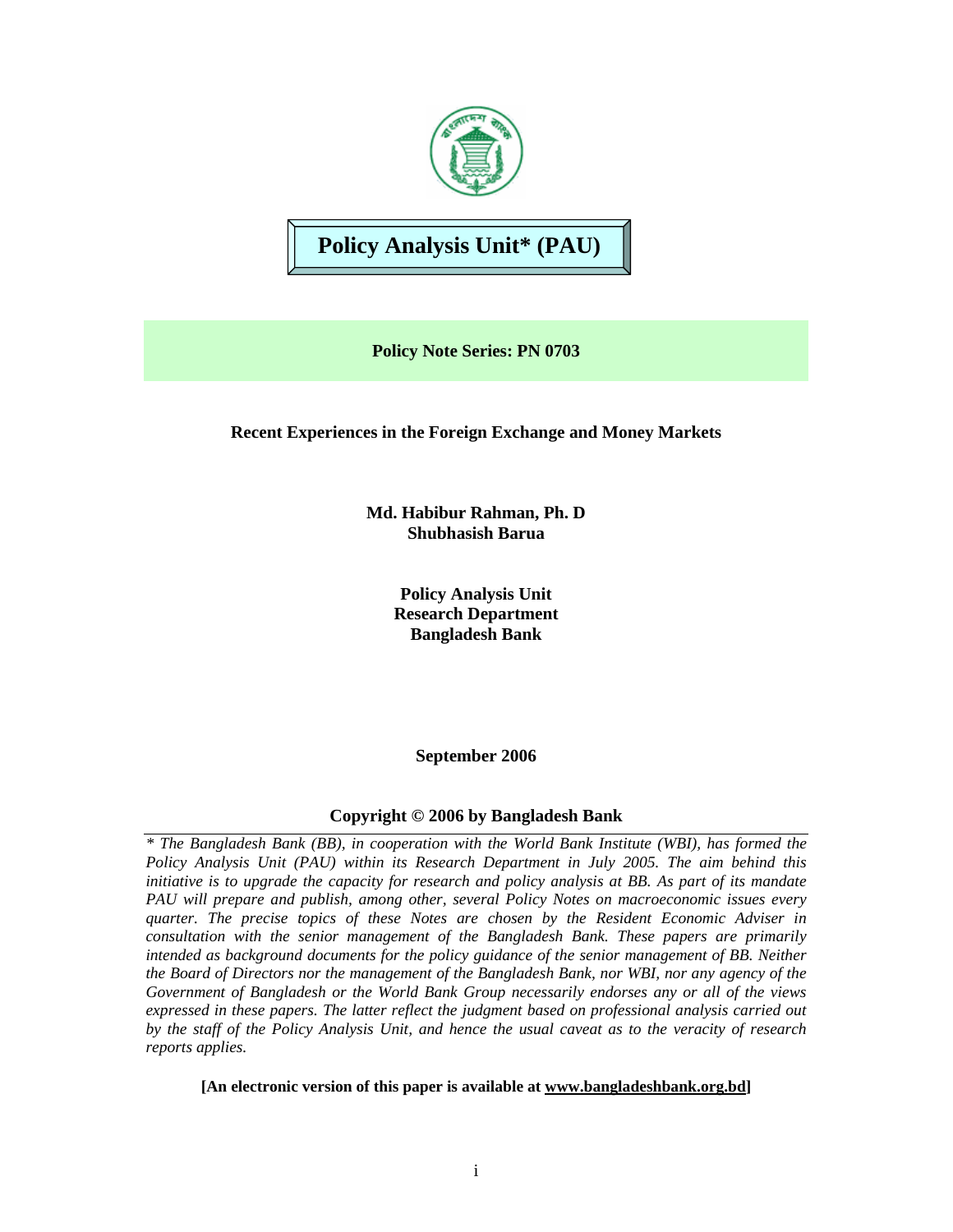# Policy Analysis Unit* (PAU)

**Policy Note Series: PN 0703**

## Recent Experiences in the Foreign Exchange and Money Markets

**Md. Habibur Rahman, Ph. D**
**Shubhasish Barua**

**Policy Analysis Unit**
**Research Department**
**Bangladesh Bank**

**September 2006**

**Copyright © 2006 by Bangladesh Bank**

*\* The Bangladesh Bank (BB), in cooperation with the World Bank Institute (WBI), has formed the Policy Analysis Unit (PAU) within its Research Department in July 2005. The aim behind this initiative is to upgrade the capacity for research and policy analysis at BB. As part of its mandate PAU will prepare and publish, among other, several Policy Notes on macroeconomic issues every quarter. The precise topics of these Notes are chosen by the Resident Economic Adviser in consultation with the senior management of the Bangladesh Bank. These papers are primarily intended as background documents for the policy guidance of the senior management of BB. Neither the Board of Directors nor the management of the Bangladesh Bank, nor WBI, nor any agency of the Government of Bangladesh or the World Bank Group necessarily endorses any or all of the views expressed in these papers. The latter reflect the judgment based on professional analysis carried out by the staff of the Policy Analysis Unit, and hence the usual caveat as to the veracity of research reports applies.*

**[An electronic version of this paper is available at www.bangladeshbank.org.bd]**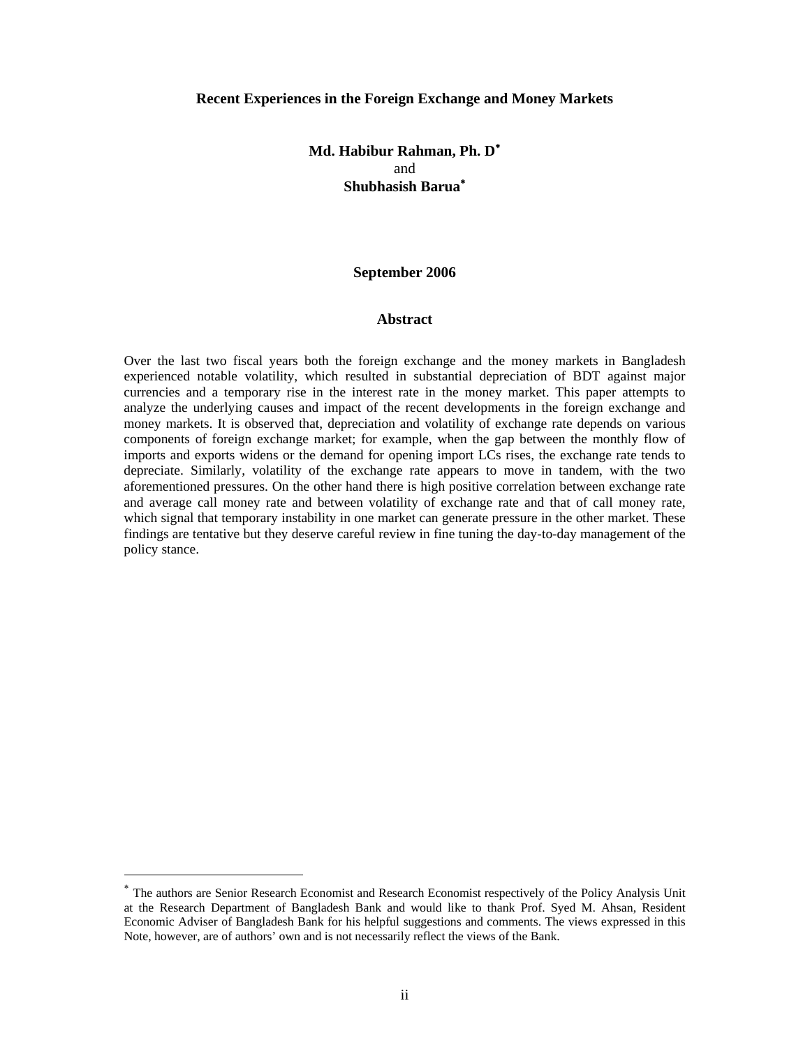# Recent Experiences in the Foreign Exchange and Money Markets

**Md. Habibur Rahman, Ph. D**[*]
and
**Shubhasish Barua**[*]

**September 2006**

## Abstract

Over the last two fiscal years both the foreign exchange and the money markets in Bangladesh experienced notable volatility, which resulted in substantial depreciation of BDT against major currencies and a temporary rise in the interest rate in the money market. This paper attempts to analyze the underlying causes and impact of the recent developments in the foreign exchange and money markets. It is observed that, depreciation and volatility of exchange rate depends on various components of foreign exchange market; for example, when the gap between the monthly flow of imports and exports widens or the demand for opening import LCs rises, the exchange rate tends to depreciate. Similarly, volatility of the exchange rate appears to move in tandem, with the two aforementioned pressures. On the other hand there is high positive correlation between exchange rate and average call money rate and between volatility of exchange rate and that of call money rate, which signal that temporary instability in one market can generate pressure in the other market. These findings are tentative but they deserve careful review in fine tuning the day-to-day management of the policy stance.

---

[*] The authors are Senior Research Economist and Research Economist respectively of the Policy Analysis Unit at the Research Department of Bangladesh Bank and would like to thank Prof. Syed M. Ahsan, Resident Economic Adviser of Bangladesh Bank for his helpful suggestions and comments. The views expressed in this Note, however, are of authors' own and is not necessarily reflect the views of the Bank.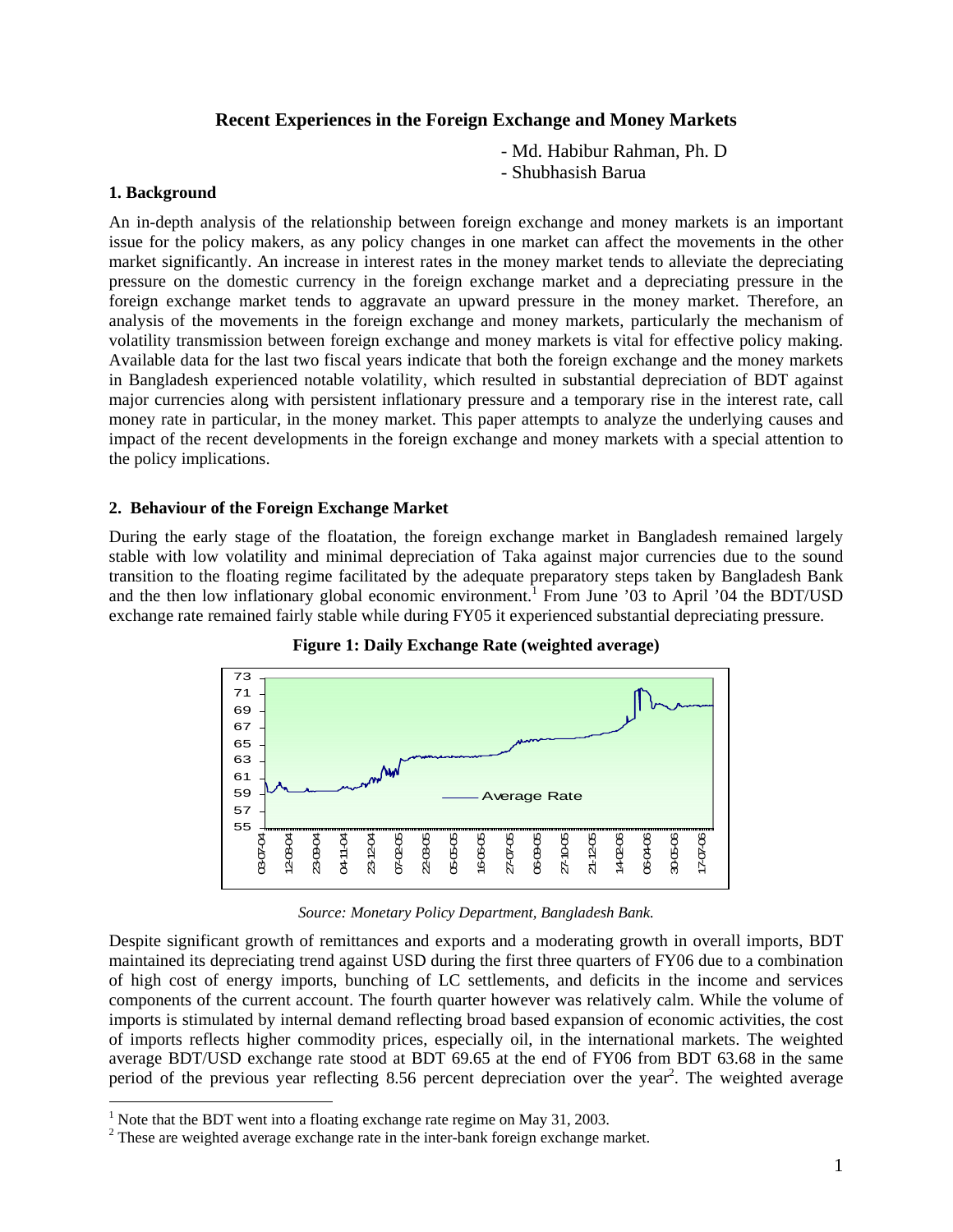# Recent Experiences in the Foreign Exchange and Money Markets

- Md. Habibur Rahman, Ph. D
- Shubhasish Barua

## 1. Background

An in-depth analysis of the relationship between foreign exchange and money markets is an important issue for the policy makers, as any policy changes in one market can affect the movements in the other market significantly. An increase in interest rates in the money market tends to alleviate the depreciating pressure on the domestic currency in the foreign exchange market and a depreciating pressure in the foreign exchange market tends to aggravate an upward pressure in the money market. Therefore, an analysis of the movements in the foreign exchange and money markets, particularly the mechanism of volatility transmission between foreign exchange and money markets is vital for effective policy making. Available data for the last two fiscal years indicate that both the foreign exchange and the money markets in Bangladesh experienced notable volatility, which resulted in substantial depreciation of BDT against major currencies along with persistent inflationary pressure and a temporary rise in the interest rate, call money rate in particular, in the money market. This paper attempts to analyze the underlying causes and impact of the recent developments in the foreign exchange and money markets with a special attention to the policy implications.

## 2. Behaviour of the Foreign Exchange Market

During the early stage of the floatation, the foreign exchange market in Bangladesh remained largely stable with low volatility and minimal depreciation of Taka against major currencies due to the sound transition to the floating regime facilitated by the adequate preparatory steps taken by Bangladesh Bank and the then low inflationary global economic environment.[1] From June '03 to April '04 the BDT/USD exchange rate remained fairly stable while during FY05 it experienced substantial depreciating pressure.

**Figure 1: Daily Exchange Rate (weighted average)**

*Source: Monetary Policy Department, Bangladesh Bank.*

Despite significant growth of remittances and exports and a moderating growth in overall imports, BDT maintained its depreciating trend against USD during the first three quarters of FY06 due to a combination of high cost of energy imports, bunching of LC settlements, and deficits in the income and services components of the current account. The fourth quarter however was relatively calm. While the volume of imports is stimulated by internal demand reflecting broad based expansion of economic activities, the cost of imports reflects higher commodity prices, especially oil, in the international markets. The weighted average BDT/USD exchange rate stood at BDT 69.65 at the end of FY06 from BDT 63.68 in the same period of the previous year reflecting 8.56 percent depreciation over the year[2]. The weighted average

[1] Note that the BDT went into a floating exchange rate regime on May 31, 2003.

[2] These are weighted average exchange rate in the inter-bank foreign exchange market.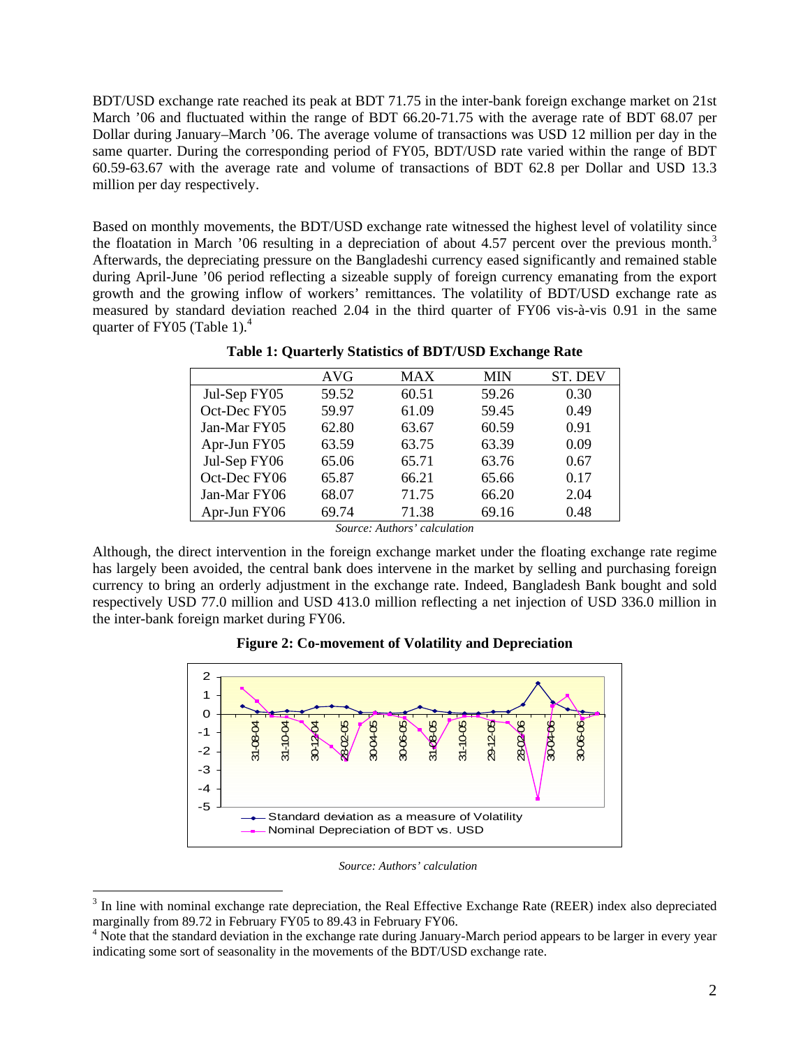BDT/USD exchange rate reached its peak at BDT 71.75 in the inter-bank foreign exchange market on 21st March '06 and fluctuated within the range of BDT 66.20-71.75 with the average rate of BDT 68.07 per Dollar during January–March '06. The average volume of transactions was USD 12 million per day in the same quarter. During the corresponding period of FY05, BDT/USD rate varied within the range of BDT 60.59-63.67 with the average rate and volume of transactions of BDT 62.8 per Dollar and USD 13.3 million per day respectively.

Based on monthly movements, the BDT/USD exchange rate witnessed the highest level of volatility since the floatation in March '06 resulting in a depreciation of about 4.57 percent over the previous month.[3] Afterwards, the depreciating pressure on the Bangladeshi currency eased significantly and remained stable during April-June '06 period reflecting a sizeable supply of foreign currency emanating from the export growth and the growing inflow of workers' remittances. The volatility of BDT/USD exchange rate as measured by standard deviation reached 2.04 in the third quarter of FY06 vis-à-vis 0.91 in the same quarter of FY05 (Table 1).[4]

**Table 1: Quarterly Statistics of BDT/USD Exchange Rate**

| | AVG | MAX | MIN | ST. DEV |
|---|---|---|---|---|
| Jul-Sep FY05 | 59.52 | 60.51 | 59.26 | 0.30 |
| Oct-Dec FY05 | 59.97 | 61.09 | 59.45 | 0.49 |
| Jan-Mar FY05 | 62.80 | 63.67 | 60.59 | 0.91 |
| Apr-Jun FY05 | 63.59 | 63.75 | 63.39 | 0.09 |
| Jul-Sep FY06 | 65.06 | 65.71 | 63.76 | 0.67 |
| Oct-Dec FY06 | 65.87 | 66.21 | 65.66 | 0.17 |
| Jan-Mar FY06 | 68.07 | 71.75 | 66.20 | 2.04 |
| Apr-Jun FY06 | 69.74 | 71.38 | 69.16 | 0.48 |

*Source: Authors' calculation*

Although, the direct intervention in the foreign exchange market under the floating exchange rate regime has largely been avoided, the central bank does intervene in the market by selling and purchasing foreign currency to bring an orderly adjustment in the exchange rate. Indeed, Bangladesh Bank bought and sold respectively USD 77.0 million and USD 413.0 million reflecting a net injection of USD 336.0 million in the inter-bank foreign market during FY06.

**Figure 2: Co-movement of Volatility and Depreciation**

*Source: Authors' calculation*

[3] In line with nominal exchange rate depreciation, the Real Effective Exchange Rate (REER) index also depreciated marginally from 89.72 in February FY05 to 89.43 in February FY06.

[4] Note that the standard deviation in the exchange rate during January-March period appears to be larger in every year indicating some sort of seasonality in the movements of the BDT/USD exchange rate.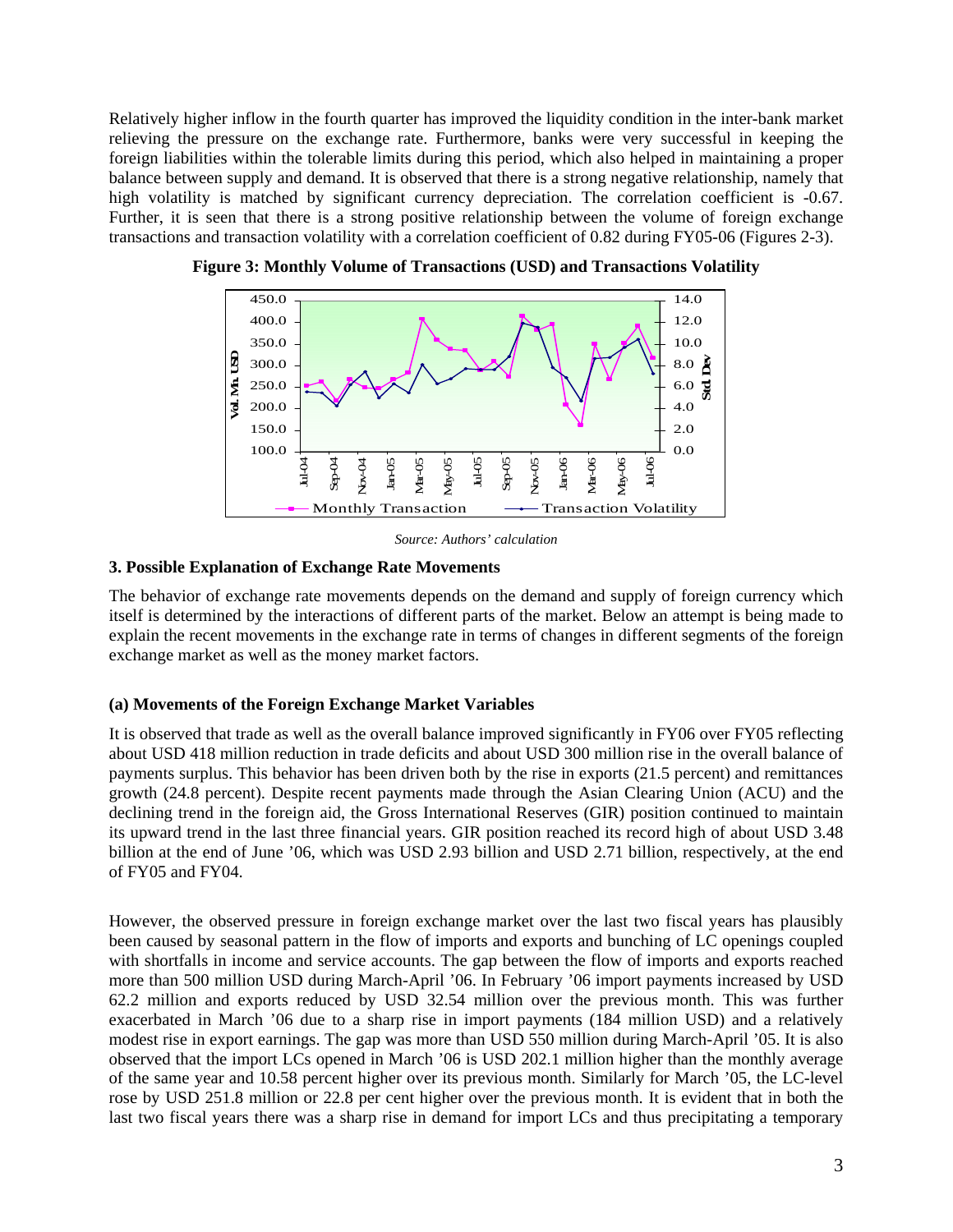Relatively higher inflow in the fourth quarter has improved the liquidity condition in the inter-bank market relieving the pressure on the exchange rate. Furthermore, banks were very successful in keeping the foreign liabilities within the tolerable limits during this period, which also helped in maintaining a proper balance between supply and demand. It is observed that there is a strong negative relationship, namely that high volatility is matched by significant currency depreciation. The correlation coefficient is -0.67. Further, it is seen that there is a strong positive relationship between the volume of foreign exchange transactions and transaction volatility with a correlation coefficient of 0.82 during FY05-06 (Figures 2-3).

**Figure 3: Monthly Volume of Transactions (USD) and Transactions Volatility**

*Source: Authors' calculation*

### 3. Possible Explanation of Exchange Rate Movements

The behavior of exchange rate movements depends on the demand and supply of foreign currency which itself is determined by the interactions of different parts of the market. Below an attempt is being made to explain the recent movements in the exchange rate in terms of changes in different segments of the foreign exchange market as well as the money market factors.

#### (a) Movements of the Foreign Exchange Market Variables

It is observed that trade as well as the overall balance improved significantly in FY06 over FY05 reflecting about USD 418 million reduction in trade deficits and about USD 300 million rise in the overall balance of payments surplus. This behavior has been driven both by the rise in exports (21.5 percent) and remittances growth (24.8 percent). Despite recent payments made through the Asian Clearing Union (ACU) and the declining trend in the foreign aid, the Gross International Reserves (GIR) position continued to maintain its upward trend in the last three financial years. GIR position reached its record high of about USD 3.48 billion at the end of June '06, which was USD 2.93 billion and USD 2.71 billion, respectively, at the end of FY05 and FY04.

However, the observed pressure in foreign exchange market over the last two fiscal years has plausibly been caused by seasonal pattern in the flow of imports and exports and bunching of LC openings coupled with shortfalls in income and service accounts. The gap between the flow of imports and exports reached more than 500 million USD during March-April '06. In February '06 import payments increased by USD 62.2 million and exports reduced by USD 32.54 million over the previous month. This was further exacerbated in March '06 due to a sharp rise in import payments (184 million USD) and a relatively modest rise in export earnings. The gap was more than USD 550 million during March-April '05. It is also observed that the import LCs opened in March '06 is USD 202.1 million higher than the monthly average of the same year and 10.58 percent higher over its previous month. Similarly for March '05, the LC-level rose by USD 251.8 million or 22.8 per cent higher over the previous month. It is evident that in both the last two fiscal years there was a sharp rise in demand for import LCs and thus precipitating a temporary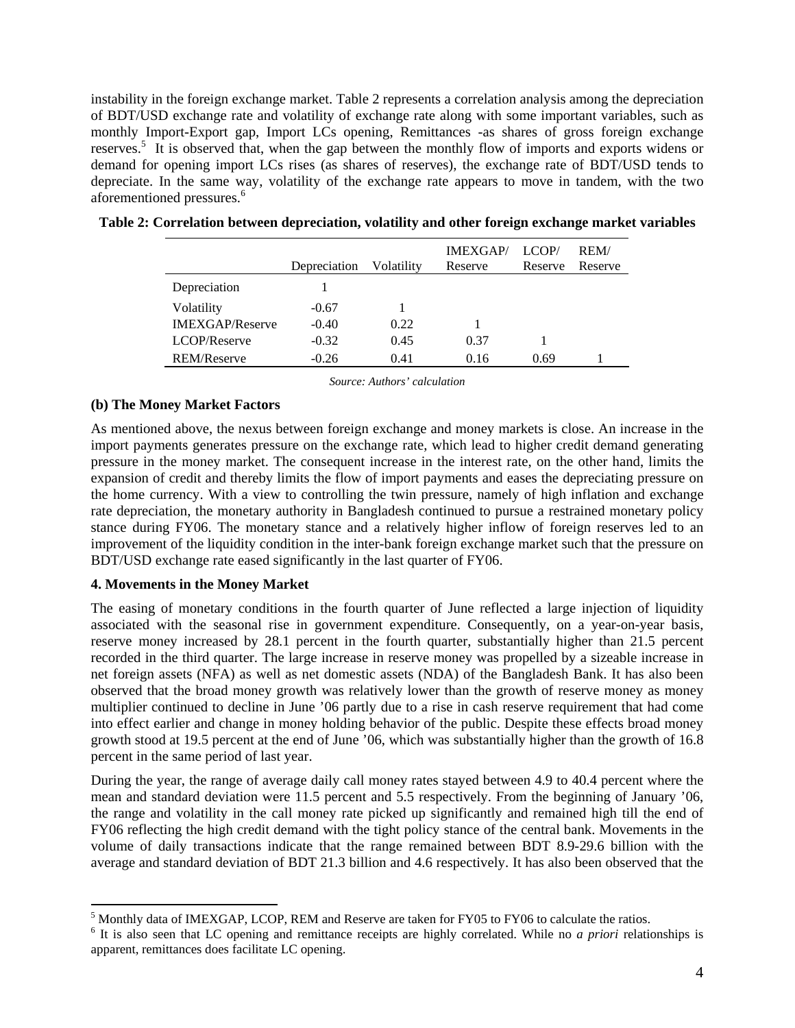instability in the foreign exchange market. Table 2 represents a correlation analysis among the depreciation of BDT/USD exchange rate and volatility of exchange rate along with some important variables, such as monthly Import-Export gap, Import LCs opening, Remittances -as shares of gross foreign exchange reserves.[5] It is observed that, when the gap between the monthly flow of imports and exports widens or demand for opening import LCs rises (as shares of reserves), the exchange rate of BDT/USD tends to depreciate. In the same way, volatility of the exchange rate appears to move in tandem, with the two aforementioned pressures.[6]

**Table 2: Correlation between depreciation, volatility and other foreign exchange market variables**

| | Depreciation | Volatility | IMEXGAP/ Reserve | LCOP/ Reserve | REM/ Reserve |
|---|---|---|---|---|---|
| Depreciation | 1 | | | | |
| Volatility | -0.67 | 1 | | | |
| IMEXGAP/Reserve | -0.40 | 0.22 | 1 | | |
| LCOP/Reserve | -0.32 | 0.45 | 0.37 | 1 | |
| REM/Reserve | -0.26 | 0.41 | 0.16 | 0.69 | 1 |

*Source: Authors' calculation*

**(b) The Money Market Factors**

As mentioned above, the nexus between foreign exchange and money markets is close. An increase in the import payments generates pressure on the exchange rate, which lead to higher credit demand generating pressure in the money market. The consequent increase in the interest rate, on the other hand, limits the expansion of credit and thereby limits the flow of import payments and eases the depreciating pressure on the home currency. With a view to controlling the twin pressure, namely of high inflation and exchange rate depreciation, the monetary authority in Bangladesh continued to pursue a restrained monetary policy stance during FY06. The monetary stance and a relatively higher inflow of foreign reserves led to an improvement of the liquidity condition in the inter-bank foreign exchange market such that the pressure on BDT/USD exchange rate eased significantly in the last quarter of FY06.

**4. Movements in the Money Market**

The easing of monetary conditions in the fourth quarter of June reflected a large injection of liquidity associated with the seasonal rise in government expenditure. Consequently, on a year-on-year basis, reserve money increased by 28.1 percent in the fourth quarter, substantially higher than 21.5 percent recorded in the third quarter. The large increase in reserve money was propelled by a sizeable increase in net foreign assets (NFA) as well as net domestic assets (NDA) of the Bangladesh Bank. It has also been observed that the broad money growth was relatively lower than the growth of reserve money as money multiplier continued to decline in June '06 partly due to a rise in cash reserve requirement that had come into effect earlier and change in money holding behavior of the public. Despite these effects broad money growth stood at 19.5 percent at the end of June '06, which was substantially higher than the growth of 16.8 percent in the same period of last year.

During the year, the range of average daily call money rates stayed between 4.9 to 40.4 percent where the mean and standard deviation were 11.5 percent and 5.5 respectively. From the beginning of January '06, the range and volatility in the call money rate picked up significantly and remained high till the end of FY06 reflecting the high credit demand with the tight policy stance of the central bank. Movements in the volume of daily transactions indicate that the range remained between BDT 8.9-29.6 billion with the average and standard deviation of BDT 21.3 billion and 4.6 respectively. It has also been observed that the

[5] Monthly data of IMEXGAP, LCOP, REM and Reserve are taken for FY05 to FY06 to calculate the ratios.

[6] It is also seen that LC opening and remittance receipts are highly correlated. While no *a priori* relationships is apparent, remittances does facilitate LC opening.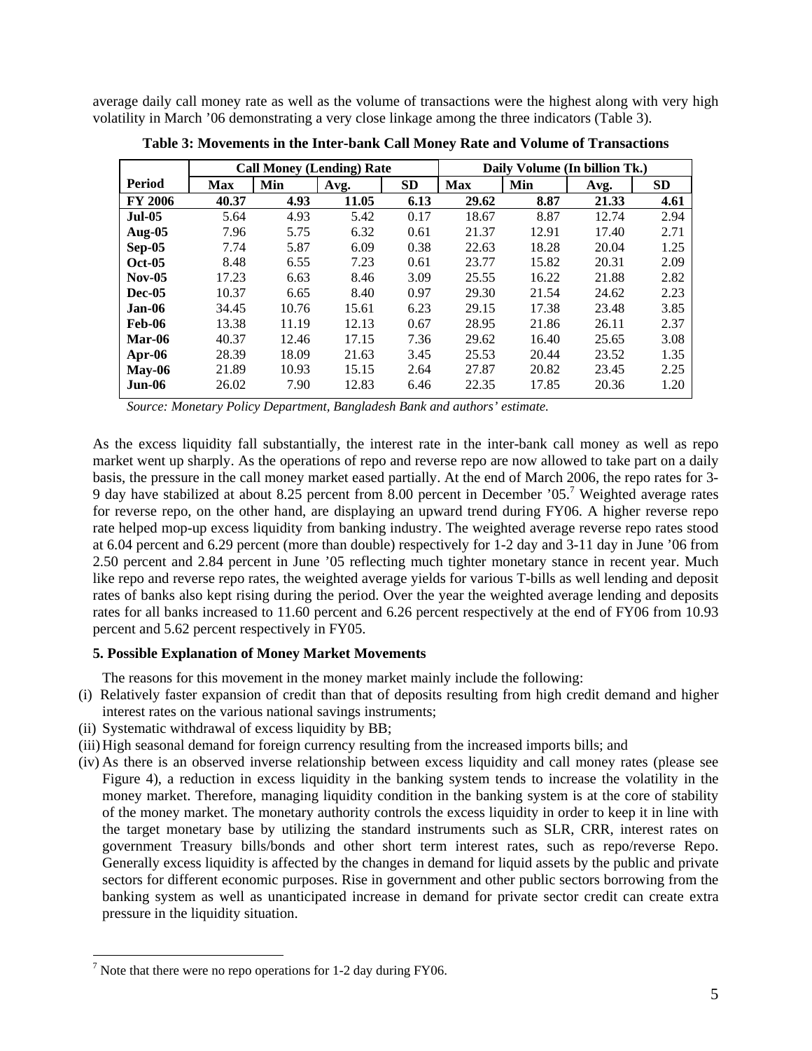average daily call money rate as well as the volume of transactions were the highest along with very high volatility in March '06 demonstrating a very close linkage among the three indicators (Table 3).

**Table 3: Movements in the Inter-bank Call Money Rate and Volume of Transactions**

| | Call Money (Lending) Rate | | | | Daily Volume (In billion Tk.) | | | |
|---|---|---|---|---|---|---|---|---|
| **Period** | **Max** | **Min** | **Avg.** | **SD** | **Max** | **Min** | **Avg.** | **SD** |
| **FY 2006** | **40.37** | **4.93** | **11.05** | **6.13** | **29.62** | **8.87** | **21.33** | **4.61** |
| **Jul-05** | 5.64 | 4.93 | 5.42 | 0.17 | 18.67 | 8.87 | 12.74 | 2.94 |
| **Aug-05** | 7.96 | 5.75 | 6.32 | 0.61 | 21.37 | 12.91 | 17.40 | 2.71 |
| **Sep-05** | 7.74 | 5.87 | 6.09 | 0.38 | 22.63 | 18.28 | 20.04 | 1.25 |
| **Oct-05** | 8.48 | 6.55 | 7.23 | 0.61 | 23.77 | 15.82 | 20.31 | 2.09 |
| **Nov-05** | 17.23 | 6.63 | 8.46 | 3.09 | 25.55 | 16.22 | 21.88 | 2.82 |
| **Dec-05** | 10.37 | 6.65 | 8.40 | 0.97 | 29.30 | 21.54 | 24.62 | 2.23 |
| **Jan-06** | 34.45 | 10.76 | 15.61 | 6.23 | 29.15 | 17.38 | 23.48 | 3.85 |
| **Feb-06** | 13.38 | 11.19 | 12.13 | 0.67 | 28.95 | 21.86 | 26.11 | 2.37 |
| **Mar-06** | 40.37 | 12.46 | 17.15 | 7.36 | 29.62 | 16.40 | 25.65 | 3.08 |
| **Apr-06** | 28.39 | 18.09 | 21.63 | 3.45 | 25.53 | 20.44 | 23.52 | 1.35 |
| **May-06** | 21.89 | 10.93 | 15.15 | 2.64 | 27.87 | 20.82 | 23.45 | 2.25 |
| **Jun-06** | 26.02 | 7.90 | 12.83 | 6.46 | 22.35 | 17.85 | 20.36 | 1.20 |

*Source: Monetary Policy Department, Bangladesh Bank and authors' estimate.*

As the excess liquidity fall substantially, the interest rate in the inter-bank call money as well as repo market went up sharply. As the operations of repo and reverse repo are now allowed to take part on a daily basis, the pressure in the call money market eased partially. At the end of March 2006, the repo rates for 3-9 day have stabilized at about 8.25 percent from 8.00 percent in December '05.[7] Weighted average rates for reverse repo, on the other hand, are displaying an upward trend during FY06. A higher reverse repo rate helped mop-up excess liquidity from banking industry. The weighted average reverse repo rates stood at 6.04 percent and 6.29 percent (more than double) respectively for 1-2 day and 3-11 day in June '06 from 2.50 percent and 2.84 percent in June '05 reflecting much tighter monetary stance in recent year. Much like repo and reverse repo rates, the weighted average yields for various T-bills as well lending and deposit rates of banks also kept rising during the period. Over the year the weighted average lending and deposits rates for all banks increased to 11.60 percent and 6.26 percent respectively at the end of FY06 from 10.93 percent and 5.62 percent respectively in FY05.

### 5. Possible Explanation of Money Market Movements

The reasons for this movement in the money market mainly include the following:

(i) Relatively faster expansion of credit than that of deposits resulting from high credit demand and higher interest rates on the various national savings instruments;

(ii) Systematic withdrawal of excess liquidity by BB;

(iii) High seasonal demand for foreign currency resulting from the increased imports bills; and

(iv) As there is an observed inverse relationship between excess liquidity and call money rates (please see Figure 4), a reduction in excess liquidity in the banking system tends to increase the volatility in the money market. Therefore, managing liquidity condition in the banking system is at the core of stability of the money market. The monetary authority controls the excess liquidity in order to keep it in line with the target monetary base by utilizing the standard instruments such as SLR, CRR, interest rates on government Treasury bills/bonds and other short term interest rates, such as repo/reverse Repo. Generally excess liquidity is affected by the changes in demand for liquid assets by the public and private sectors for different economic purposes. Rise in government and other public sectors borrowing from the banking system as well as unanticipated increase in demand for private sector credit can create extra pressure in the liquidity situation.

[7] Note that there were no repo operations for 1-2 day during FY06.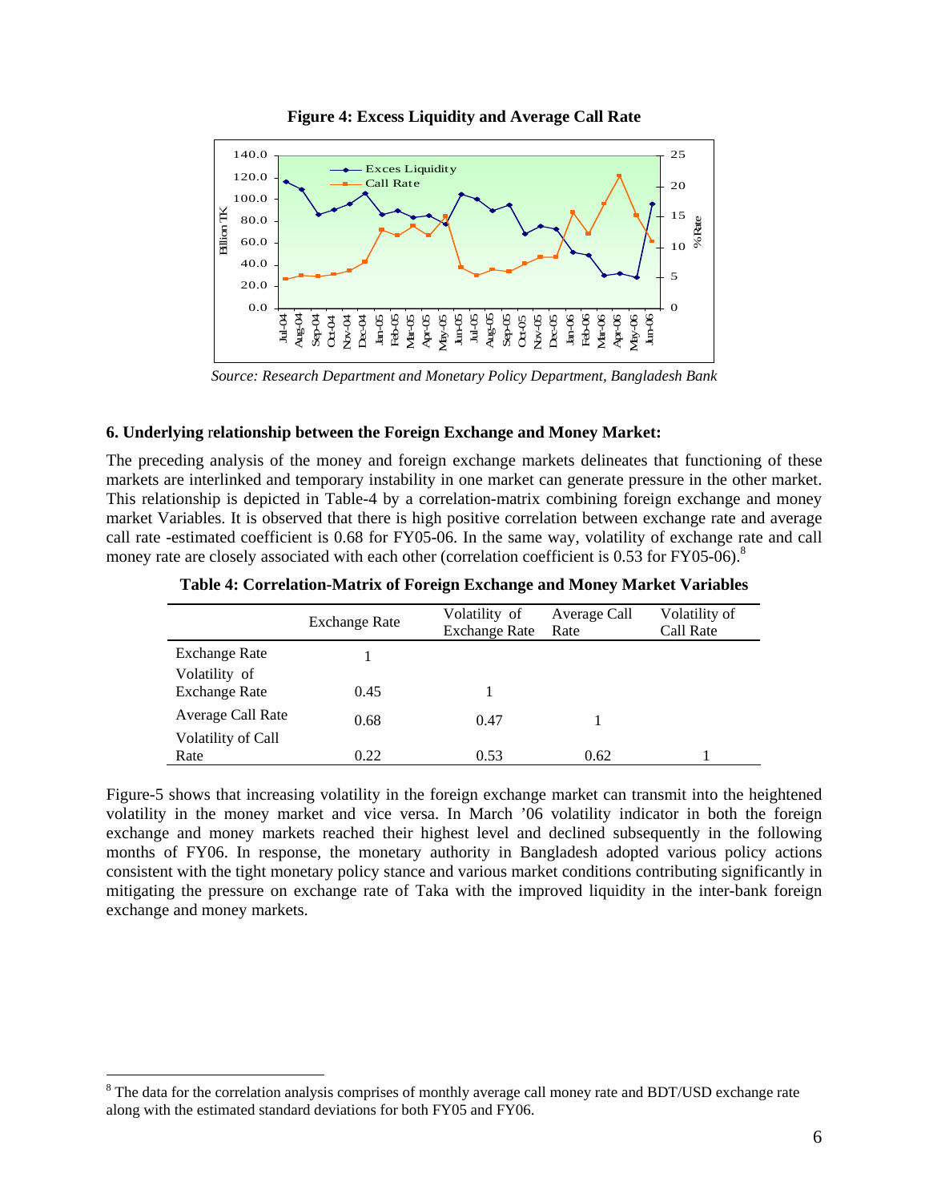**Figure 4: Excess Liquidity and Average Call Rate**

*Source: Research Department and Monetary Policy Department, Bangladesh Bank*

### 6. Underlying relationship between the Foreign Exchange and Money Market:

The preceding analysis of the money and foreign exchange markets delineates that functioning of these markets are interlinked and temporary instability in one market can generate pressure in the other market. This relationship is depicted in Table-4 by a correlation-matrix combining foreign exchange and money market Variables. It is observed that there is high positive correlation between exchange rate and average call rate -estimated coefficient is 0.68 for FY05-06. In the same way, volatility of exchange rate and call money rate are closely associated with each other (correlation coefficient is 0.53 for FY05-06).[8]

**Table 4: Correlation-Matrix of Foreign Exchange and Money Market Variables**

| | Exchange Rate | Volatility of Exchange Rate | Average Call Rate | Volatility of Call Rate |
|---|---|---|---|---|
| Exchange Rate | 1 | | | |
| Volatility of Exchange Rate | 0.45 | 1 | | |
| Average Call Rate | 0.68 | 0.47 | 1 | |
| Volatility of Call Rate | 0.22 | 0.53 | 0.62 | 1 |

Figure-5 shows that increasing volatility in the foreign exchange market can transmit into the heightened volatility in the money market and vice versa. In March '06 volatility indicator in both the foreign exchange and money markets reached their highest level and declined subsequently in the following months of FY06. In response, the monetary authority in Bangladesh adopted various policy actions consistent with the tight monetary policy stance and various market conditions contributing significantly in mitigating the pressure on exchange rate of Taka with the improved liquidity in the inter-bank foreign exchange and money markets.

[8] The data for the correlation analysis comprises of monthly average call money rate and BDT/USD exchange rate along with the estimated standard deviations for both FY05 and FY06.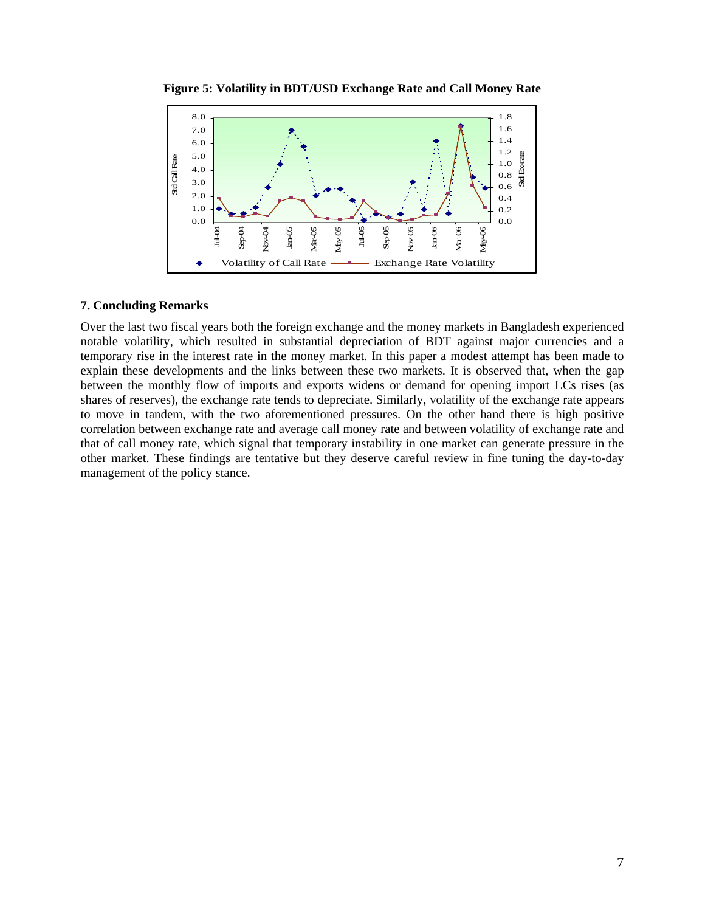**Figure 5: Volatility in BDT/USD Exchange Rate and Call Money Rate**

Std Call Rate

8.0
7.0
6.0
5.0
4.0
3.0
2.0
1.0
0.0

Std Ex-rate

1.8
1.6
1.4
1.2
1.0
0.8
0.6
0.4
0.2
0.0

Jul-04 Sep-04 Nov-04 Jan-05 Mar-05 May-05 Jul-05 Sep-05 Nov-05 Jan-06 Mar-06 May-06

Volatility of Call Rate — Exchange Rate Volatility

## 7. Concluding Remarks

Over the last two fiscal years both the foreign exchange and the money markets in Bangladesh experienced notable volatility, which resulted in substantial depreciation of BDT against major currencies and a temporary rise in the interest rate in the money market. In this paper a modest attempt has been made to explain these developments and the links between these two markets. It is observed that, when the gap between the monthly flow of imports and exports widens or demand for opening import LCs rises (as shares of reserves), the exchange rate tends to depreciate. Similarly, volatility of the exchange rate appears to move in tandem, with the two aforementioned pressures. On the other hand there is high positive correlation between exchange rate and average call money rate and between volatility of exchange rate and that of call money rate, which signal that temporary instability in one market can generate pressure in the other market. These findings are tentative but they deserve careful review in fine tuning the day-to-day management of the policy stance.